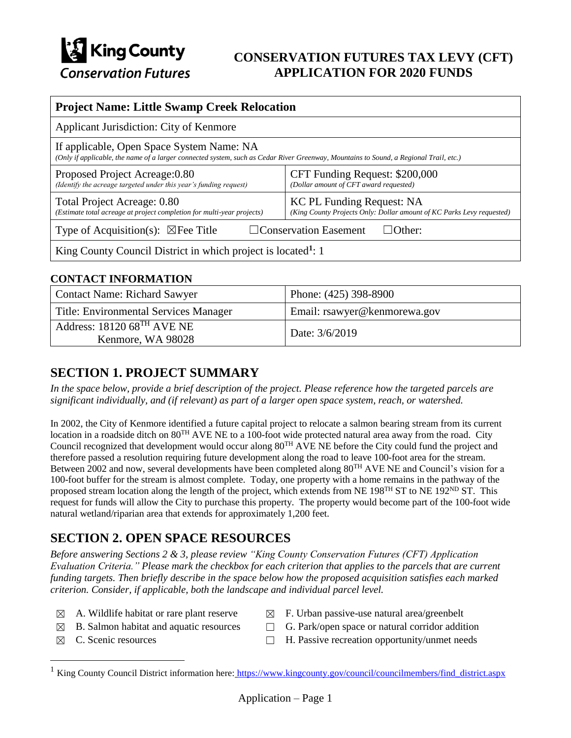King County
Conservation Futures

# CONSERVATION FUTURES TAX LEVY (CFT) APPLICATION FOR 2020 FUNDS

| **Project Name: Little Swamp Creek Relocation** | |
|---|---|
| Applicant Jurisdiction: City of Kenmore | |
| If applicable, Open Space System Name: NA *(Only if applicable, the name of a larger connected system, such as Cedar River Greenway, Mountains to Sound, a Regional Trail, etc.)* | |
| Proposed Project Acreage:0.80 *(Identify the acreage targeted under this year's funding request)* | CFT Funding Request: $200,000 *(Dollar amount of CFT award requested)* |
| Total Project Acreage: 0.80 *(Estimate total acreage at project completion for multi-year projects)* | KC PL Funding Request: NA *(King County Projects Only: Dollar amount of KC Parks Levy requested)* |
| Type of Acquisition(s): ☒Fee Title ☐Conservation Easement ☐Other: | |
| King County Council District in which project is located[1]: 1 | |

## CONTACT INFORMATION

| Contact Name: Richard Sawyer | Phone: (425) 398-8900 |
|---|---|
| Title: Environmental Services Manager | Email: rsawyer@kenmorewa.gov |
| Address: 18120 68TH AVE NE Kenmore, WA 98028 | Date: 3/6/2019 |

## SECTION 1. PROJECT SUMMARY

*In the space below, provide a brief description of the project. Please reference how the targeted parcels are significant individually, and (if relevant) as part of a larger open space system, reach, or watershed.*

In 2002, the City of Kenmore identified a future capital project to relocate a salmon bearing stream from its current location in a roadside ditch on 80TH AVE NE to a 100-foot wide protected natural area away from the road. City Council recognized that development would occur along 80TH AVE NE before the City could fund the project and therefore passed a resolution requiring future development along the road to leave 100-foot area for the stream. Between 2002 and now, several developments have been completed along 80TH AVE NE and Council's vision for a 100-foot buffer for the stream is almost complete. Today, one property with a home remains in the pathway of the proposed stream location along the length of the project, which extends from NE 198TH ST to NE 192ND ST. This request for funds will allow the City to purchase this property. The property would become part of the 100-foot wide natural wetland/riparian area that extends for approximately 1,200 feet.

## SECTION 2. OPEN SPACE RESOURCES

*Before answering Sections 2 & 3, please review "King County Conservation Futures (CFT) Application Evaluation Criteria." Please mark the checkbox for each criterion that applies to the parcels that are current funding targets. Then briefly describe in the space below how the proposed acquisition satisfies each marked criterion. Consider, if applicable, both the landscape and individual parcel level.*

- ☒ A. Wildlife habitat or rare plant reserve
- ☒ B. Salmon habitat and aquatic resources
- ☒ C. Scenic resources
- ☒ F. Urban passive-use natural area/greenbelt
- ☐ G. Park/open space or natural corridor addition
- ☐ H. Passive recreation opportunity/unmet needs

[1] King County Council District information here: https://www.kingcounty.gov/council/councilmembers/find_district.aspx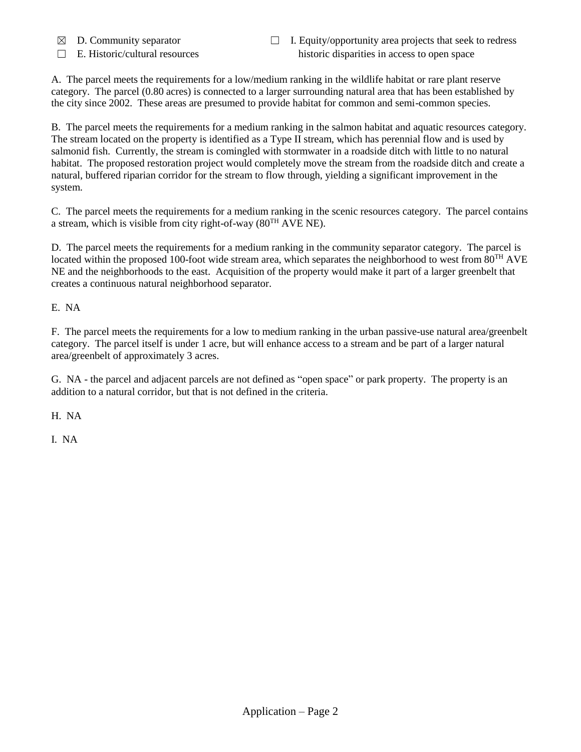☒ D. Community separator

☐ E. Historic/cultural resources

☐ I. Equity/opportunity area projects that seek to redress historic disparities in access to open space

A. The parcel meets the requirements for a low/medium ranking in the wildlife habitat or rare plant reserve category. The parcel (0.80 acres) is connected to a larger surrounding natural area that has been established by the city since 2002. These areas are presumed to provide habitat for common and semi-common species.

B. The parcel meets the requirements for a medium ranking in the salmon habitat and aquatic resources category. The stream located on the property is identified as a Type II stream, which has perennial flow and is used by salmonid fish. Currently, the stream is comingled with stormwater in a roadside ditch with little to no natural habitat. The proposed restoration project would completely move the stream from the roadside ditch and create a natural, buffered riparian corridor for the stream to flow through, yielding a significant improvement in the system.

C. The parcel meets the requirements for a medium ranking in the scenic resources category. The parcel contains a stream, which is visible from city right-of-way (80TH AVE NE).

D. The parcel meets the requirements for a medium ranking in the community separator category. The parcel is located within the proposed 100-foot wide stream area, which separates the neighborhood to west from 80TH AVE NE and the neighborhoods to the east. Acquisition of the property would make it part of a larger greenbelt that creates a continuous natural neighborhood separator.

E. NA

F. The parcel meets the requirements for a low to medium ranking in the urban passive-use natural area/greenbelt category. The parcel itself is under 1 acre, but will enhance access to a stream and be part of a larger natural area/greenbelt of approximately 3 acres.

G. NA - the parcel and adjacent parcels are not defined as "open space" or park property. The property is an addition to a natural corridor, but that is not defined in the criteria.

H. NA

I. NA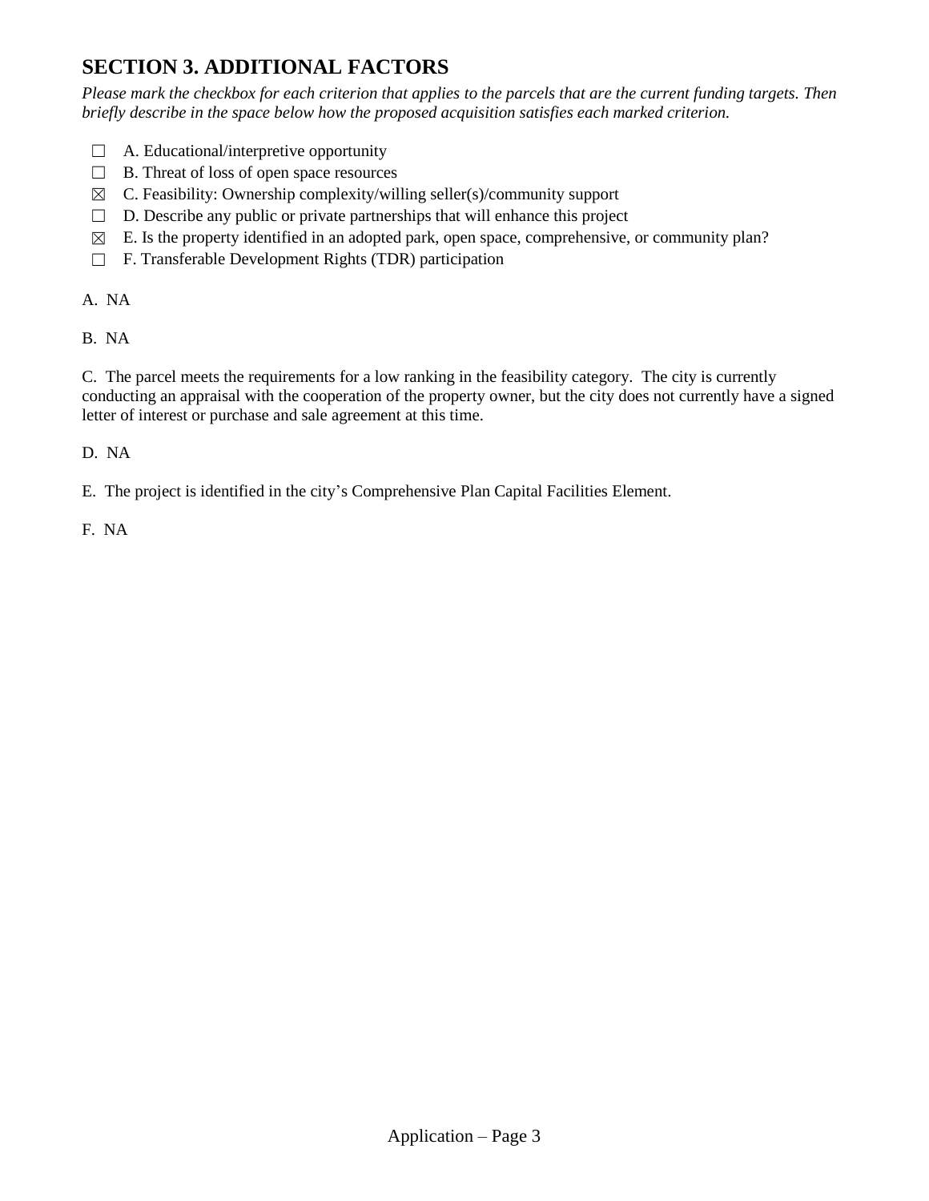## SECTION 3. ADDITIONAL FACTORS

*Please mark the checkbox for each criterion that applies to the parcels that are the current funding targets. Then briefly describe in the space below how the proposed acquisition satisfies each marked criterion.*

- ☐ A. Educational/interpretive opportunity
- ☐ B. Threat of loss of open space resources
- ☒ C. Feasibility: Ownership complexity/willing seller(s)/community support
- ☐ D. Describe any public or private partnerships that will enhance this project
- ☒ E. Is the property identified in an adopted park, open space, comprehensive, or community plan?
- ☐ F. Transferable Development Rights (TDR) participation

A. NA

B. NA

C. The parcel meets the requirements for a low ranking in the feasibility category. The city is currently conducting an appraisal with the cooperation of the property owner, but the city does not currently have a signed letter of interest or purchase and sale agreement at this time.

D. NA

E. The project is identified in the city's Comprehensive Plan Capital Facilities Element.

F. NA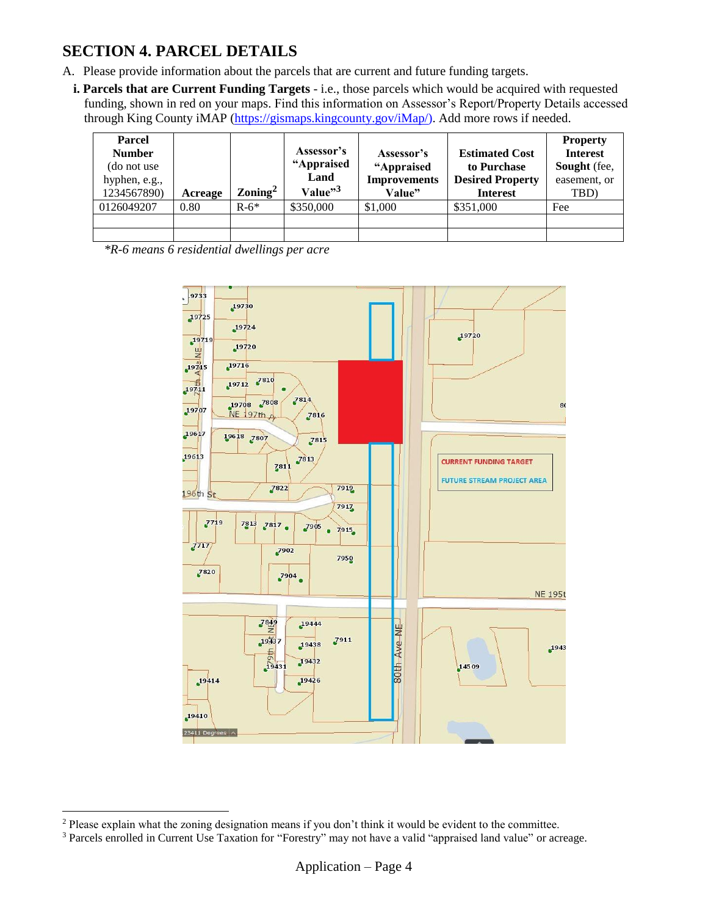## SECTION 4. PARCEL DETAILS

A. Please provide information about the parcels that are current and future funding targets.

**i. Parcels that are Current Funding Targets** - i.e., those parcels which would be acquired with requested funding, shown in red on your maps. Find this information on Assessor's Report/Property Details accessed through King County iMAP (https://gismaps.kingcounty.gov/iMap/). Add more rows if needed.

| **Parcel Number** (do not use hyphen, e.g., 1234567890) | **Acreage** | **Zoning**[2] | **Assessor's "Appraised Land Value"**[3] | **Assessor's "Appraised Improvements Value"** | **Estimated Cost to Purchase Desired Property Interest** | **Property Interest Sought** (fee, easement, or TBD) |
|---|---|---|---|---|---|---|
| 0126049207 | 0.80 | R-6* | $350,000 | $1,000 | $351,000 | Fee |
| | | | | | | |
| | | | | | | |

*\*R-6 means 6 residential dwellings per acre*

CURRENT FUNDING TARGET

FUTURE STREAM PROJECT AREA

[2] Please explain what the zoning designation means if you don't think it would be evident to the committee.

[3] Parcels enrolled in Current Use Taxation for "Forestry" may not have a valid "appraised land value" or acreage.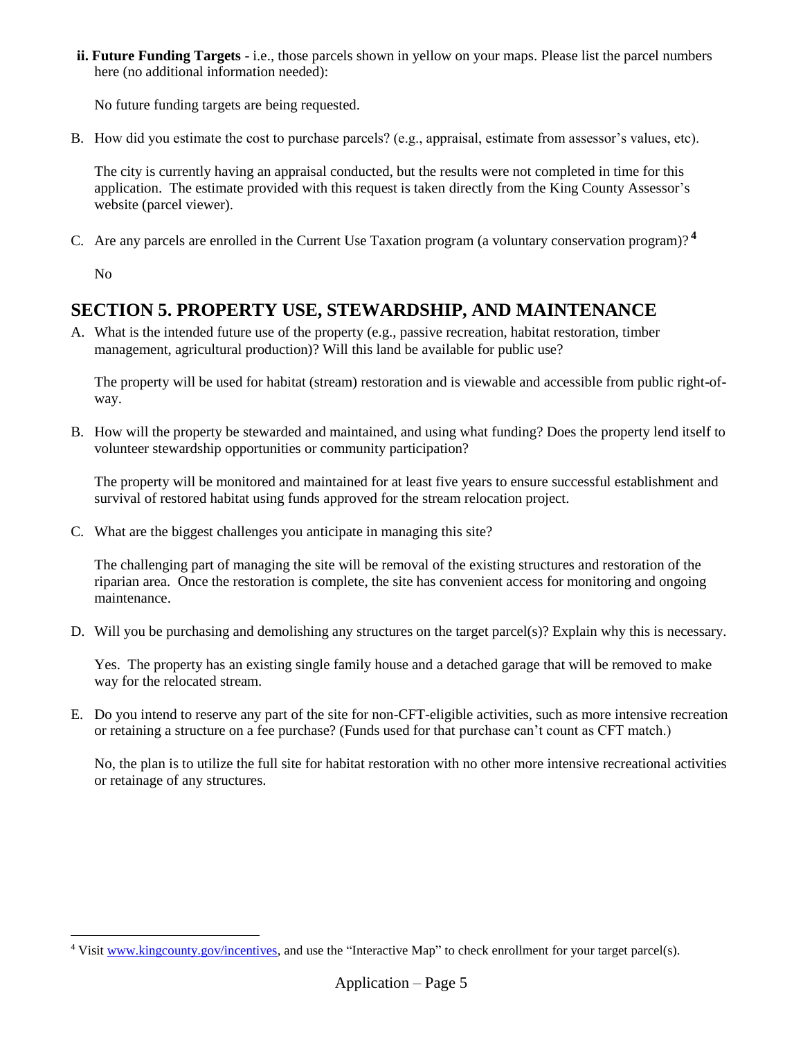**ii. Future Funding Targets** - i.e., those parcels shown in yellow on your maps. Please list the parcel numbers here (no additional information needed):

No future funding targets are being requested.

B. How did you estimate the cost to purchase parcels? (e.g., appraisal, estimate from assessor's values, etc).

The city is currently having an appraisal conducted, but the results were not completed in time for this application. The estimate provided with this request is taken directly from the King County Assessor's website (parcel viewer).

C. Are any parcels are enrolled in the Current Use Taxation program (a voluntary conservation program)?[4]

No

## SECTION 5. PROPERTY USE, STEWARDSHIP, AND MAINTENANCE

A. What is the intended future use of the property (e.g., passive recreation, habitat restoration, timber management, agricultural production)? Will this land be available for public use?

The property will be used for habitat (stream) restoration and is viewable and accessible from public right-of-way.

B. How will the property be stewarded and maintained, and using what funding? Does the property lend itself to volunteer stewardship opportunities or community participation?

The property will be monitored and maintained for at least five years to ensure successful establishment and survival of restored habitat using funds approved for the stream relocation project.

C. What are the biggest challenges you anticipate in managing this site?

The challenging part of managing the site will be removal of the existing structures and restoration of the riparian area. Once the restoration is complete, the site has convenient access for monitoring and ongoing maintenance.

D. Will you be purchasing and demolishing any structures on the target parcel(s)? Explain why this is necessary.

Yes. The property has an existing single family house and a detached garage that will be removed to make way for the relocated stream.

E. Do you intend to reserve any part of the site for non-CFT-eligible activities, such as more intensive recreation or retaining a structure on a fee purchase? (Funds used for that purchase can't count as CFT match.)

No, the plan is to utilize the full site for habitat restoration with no other more intensive recreational activities or retainage of any structures.

---

[4] Visit www.kingcounty.gov/incentives, and use the "Interactive Map" to check enrollment for your target parcel(s).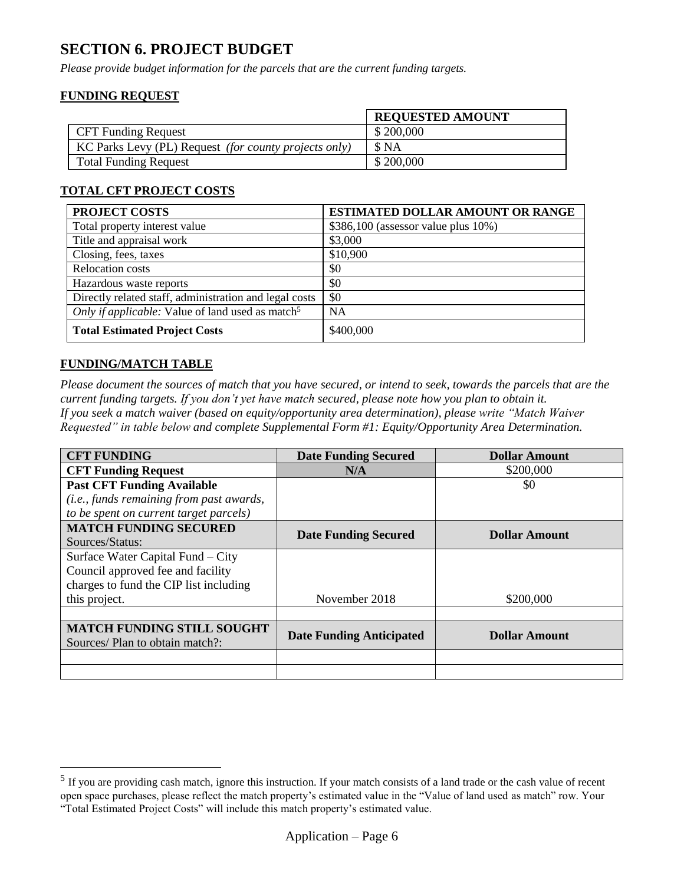## SECTION 6. PROJECT BUDGET

*Please provide budget information for the parcels that are the current funding targets.*

**FUNDING REQUEST**

| | **REQUESTED AMOUNT** |
|---|---|
| CFT Funding Request | $ 200,000 |
| KC Parks Levy (PL) Request *(for county projects only)* | $ NA |
| Total Funding Request | $ 200,000 |

**TOTAL CFT PROJECT COSTS**

| **PROJECT COSTS** | **ESTIMATED DOLLAR AMOUNT OR RANGE** |
|---|---|
| Total property interest value | $386,100 (assessor value plus 10%) |
| Title and appraisal work | $3,000 |
| Closing, fees, taxes | $10,900 |
| Relocation costs | $0 |
| Hazardous waste reports | $0 |
| Directly related staff, administration and legal costs | $0 |
| *Only if applicable:* Value of land used as match[5] | NA |
| **Total Estimated Project Costs** | $400,000 |

**FUNDING/MATCH TABLE**

*Please document the sources of match that you have secured, or intend to seek, towards the parcels that are the current funding targets. If you don't yet have match secured, please note how you plan to obtain it. If you seek a match waiver (based on equity/opportunity area determination), please write "Match Waiver Requested" in table below and complete Supplemental Form #1: Equity/Opportunity Area Determination.*

| **CFT FUNDING** | **Date Funding Secured** | **Dollar Amount** |
|---|---|---|
| **CFT Funding Request** | **N/A** | $200,000 |
| **Past CFT Funding Available** *(i.e., funds remaining from past awards, to be spent on current target parcels)* | | $0 |
| **MATCH FUNDING SECURED** Sources/Status: | **Date Funding Secured** | **Dollar Amount** |
| Surface Water Capital Fund – City Council approved fee and facility charges to fund the CIP list including this project. | November 2018 | $200,000 |
| | | |
| **MATCH FUNDING STILL SOUGHT** Sources/ Plan to obtain match?: | **Date Funding Anticipated** | **Dollar Amount** |
| | | |
| | | |

[5] If you are providing cash match, ignore this instruction. If your match consists of a land trade or the cash value of recent open space purchases, please reflect the match property's estimated value in the "Value of land used as match" row. Your "Total Estimated Project Costs" will include this match property's estimated value.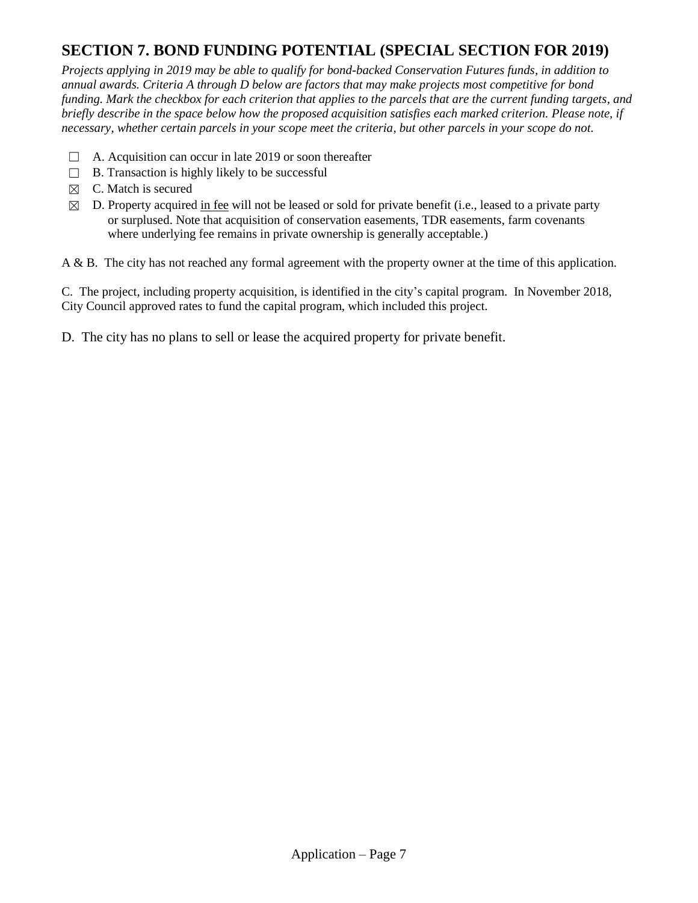## SECTION 7. BOND FUNDING POTENTIAL (SPECIAL SECTION FOR 2019)

*Projects applying in 2019 may be able to qualify for bond-backed Conservation Futures funds, in addition to annual awards. Criteria A through D below are factors that may make projects most competitive for bond funding. Mark the checkbox for each criterion that applies to the parcels that are the current funding targets, and briefly describe in the space below how the proposed acquisition satisfies each marked criterion. Please note, if necessary, whether certain parcels in your scope meet the criteria, but other parcels in your scope do not.*

- ☐ A. Acquisition can occur in late 2019 or soon thereafter
- ☐ B. Transaction is highly likely to be successful
- ☒ C. Match is secured
- ☒ D. Property acquired <u>in fee</u> will not be leased or sold for private benefit (i.e., leased to a private party or surplused. Note that acquisition of conservation easements, TDR easements, farm covenants where underlying fee remains in private ownership is generally acceptable.)

A & B. The city has not reached any formal agreement with the property owner at the time of this application.

C. The project, including property acquisition, is identified in the city's capital program. In November 2018, City Council approved rates to fund the capital program, which included this project.

D. The city has no plans to sell or lease the acquired property for private benefit.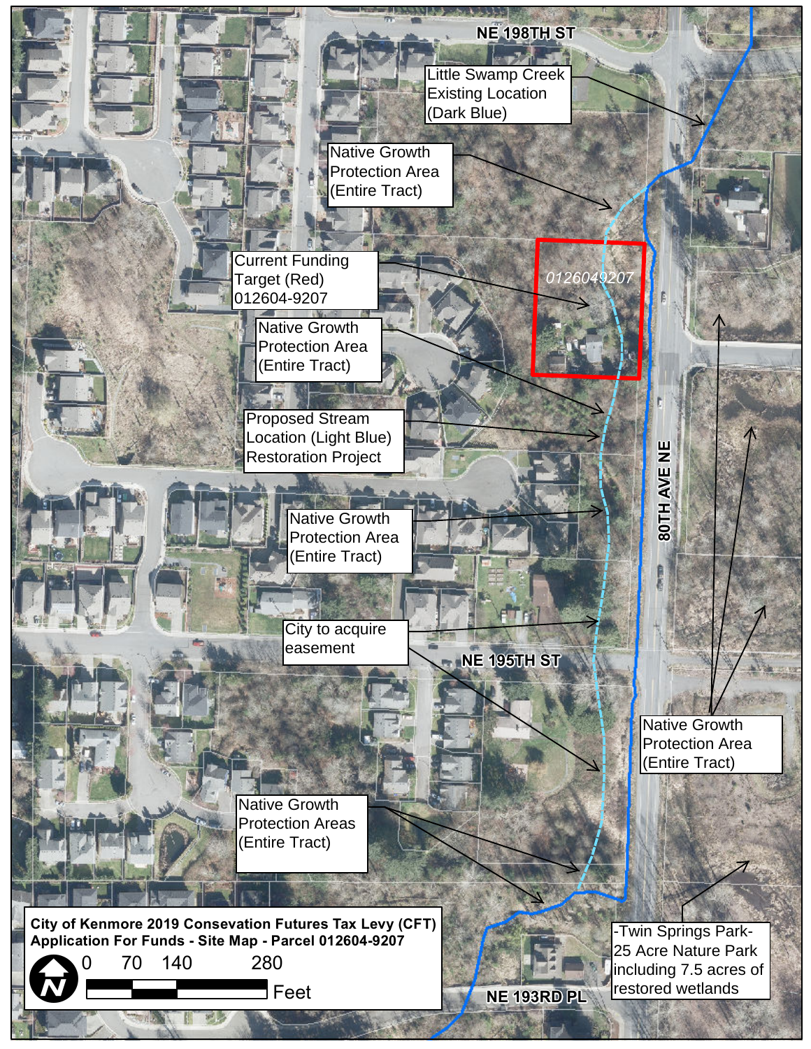**City of Kenmore 2019 Conservation Futures Tax Levy (CFT) Application For Funds - Site Map - Parcel 012604-9207**

0 70 140 280

Feet

NE 198TH ST

Little Swamp Creek Existing Location (Dark Blue)

Native Growth Protection Area (Entire Tract)

Current Funding Target (Red) 012604-9207

0126049207

Native Growth Protection Area (Entire Tract)

Proposed Stream Location (Light Blue) Restoration Project

Native Growth Protection Area (Entire Tract)

City to acquire easement

NE 195TH ST

80TH AVE NE

Native Growth Protection Area (Entire Tract)

Native Growth Protection Areas (Entire Tract)

-Twin Springs Park- 25 Acre Nature Park including 7.5 acres of restored wetlands

NE 193RD PL